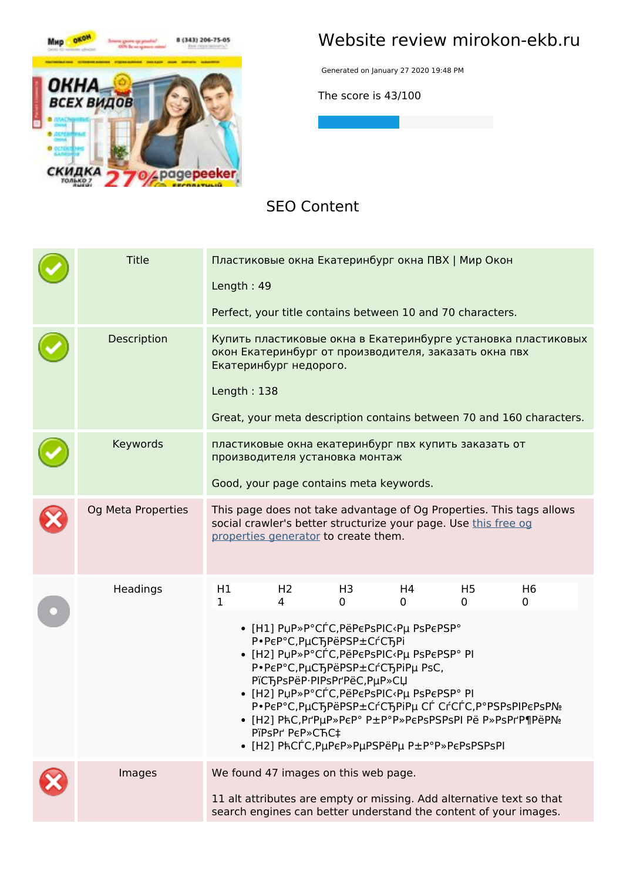# Website review mirokon-ekb.ru

Generated on January 27 2020 19:48 PM

The score is 43/100

## SEO Content

| | | |
|---|---|---|
| ✓ | Title | Пластиковые окна Екатеринбург окна ПВХ \| Мир Окон<br><br>Length : 49<br><br>Perfect, your title contains between 10 and 70 characters. |
| ✓ | Description | Купить пластиковые окна в Екатеринбурге установка пластиковых окон Екатеринбург от производителя, заказать окна пвх Екатеринбург недорого.<br><br>Length : 138<br><br>Great, your meta description contains between 70 and 160 characters. |
| ✓ | Keywords | пластиковые окна екатеринбург пвх купить заказать от производителя установка монтаж<br><br>Good, your page contains meta keywords. |
| ✗ | Og Meta Properties | This page does not take advantage of Og Properties. This tags allows social crawler's better structurize your page. Use this free og properties generator to create them. |
| ● | Headings | H1: 1, H2: 4, H3: 0, H4: 0, H5: 0, H6: 0<br><br>• [H1] РџР»Р°СЃС‚РёРєРѕРІС‹Рµ РѕРєРЅР° Р•РєР°С‚РµСЂРёРЅР±СѓСЂРі<br>• [H2] РџР»Р°СЃС‚РёРєРѕРІС‹Рµ РѕРєРЅР° РІ Р•РєР°С‚РµСЂРёРЅР±СѓСЂРіРµ РѕС‚ РїСЂРѕРёР·РІРѕРґРёС‚РµР»СЏ<br>• [H2] РџР»Р°СЃС‚РёРєРѕРІС‹Рµ РѕРєРЅР° РІ Р•РєР°С‚РµСЂРёРЅР±СѓСЂРіРµ СЃ СѓСЃС‚Р°РЅРѕРІРєРѕР№<br>• [H2] РћС‚РґРµР»РєР° Р±Р°Р»РєРѕРЅРѕРІ Рё Р»РѕРґР¶РёР№ РїРѕРґ РєР»СЋС‡<br>• [H2] РћСЃС‚РµРєР»РµРЅРёРµ Р±Р°Р»РєРѕРЅРѕРІ |
| ✗ | Images | We found 47 images on this web page.<br><br>11 alt attributes are empty or missing. Add alternative text so that search engines can better understand the content of your images. |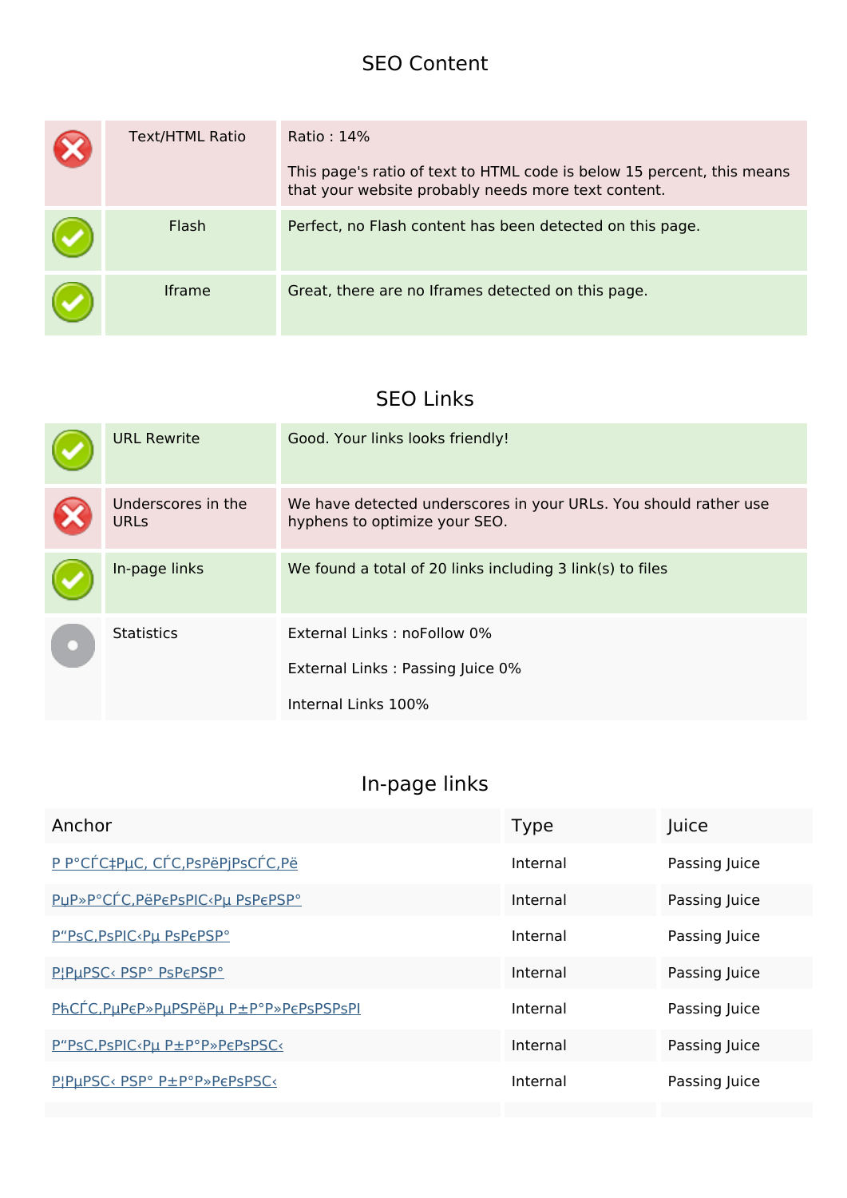## SEO Content

| | | |
|---|---|---|
| ✗ | Text/HTML Ratio | Ratio : 14%<br><br>This page's ratio of text to HTML code is below 15 percent, this means that your website probably needs more text content. |
| ✓ | Flash | Perfect, no Flash content has been detected on this page. |
| ✓ | Iframe | Great, there are no Iframes detected on this page. |

## SEO Links

| | | |
|---|---|---|
| ✓ | URL Rewrite | Good. Your links looks friendly! |
| ✗ | Underscores in the URLs | We have detected underscores in your URLs. You should rather use hyphens to optimize your SEO. |
| ✓ | In-page links | We found a total of 20 links including 3 link(s) to files |
| ● | Statistics | External Links : noFollow 0%<br><br>External Links : Passing Juice 0%<br><br>Internal Links 100% |

## In-page links

| Anchor | Type | Juice |
|---|---|---|
| Р Р°СЃС‡РµС‚ СЃС‚РѕРёРјРѕСЃС‚Рё | Internal | Passing Juice |
| РџР»Р°СЃС‚РёРєРѕРІС‹Рµ РѕРєРЅР° | Internal | Passing Juice |
| Р"РѕС‚РѕРІС‹Рµ РѕРєРЅР° | Internal | Passing Juice |
| Р¦РµРЅС‹ РЅР° РѕРєРЅР° | Internal | Passing Juice |
| РћСЃС‚РµРєР»РµРЅРёРµ Р±Р°Р»РєРѕРЅРѕРІ | Internal | Passing Juice |
| Р"РѕС‚РѕРІС‹Рµ Р±Р°Р»РєРѕРЅС‹ | Internal | Passing Juice |
| Р¦РµРЅС‹ РЅР° Р±Р°Р»РєРѕРЅС‹ | Internal | Passing Juice |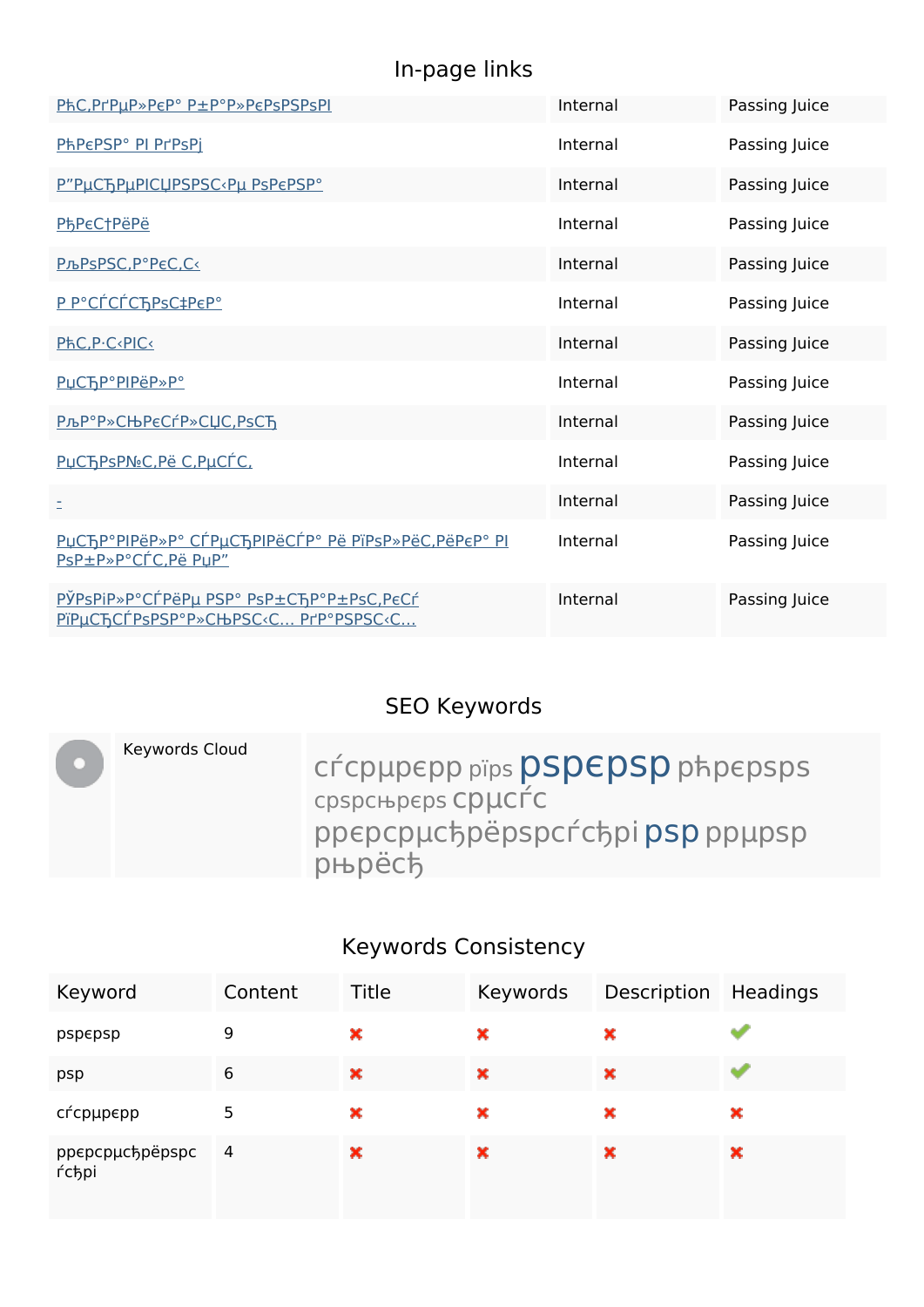## In-page links

| | | |
|---|---|---|
| PħC,PґPµP»PєP° P±P°P»PєPsPSPsPI | Internal | Passing Juice |
| PħPєPSP° PI PґPsPj | Internal | Passing Juice |
| P"PµCЂPµPICЏPSPSC‹Pµ PsPєPSP° | Internal | Passing Juice |
| PђPєC†PëPë | Internal | Passing Juice |
| PљPsPSC,P°PєC,C‹ | Internal | Passing Juice |
| P P°CЃCЃCЂPsC‡PєP° | Internal | Passing Juice |
| PħC,P·C‹PIC‹ | Internal | Passing Juice |
| PџCЂP°PIPëP»P° | Internal | Passing Juice |
| PљP°P»CЊPєCѓP»CЏC,PsCЂ | Internal | Passing Juice |
| PџCЂPsPN№C,Pë C,PµCЃC, | Internal | Passing Juice |
| - | Internal | Passing Juice |
| PџCЂP°PIPëP»P° CЃPµCЂPIPëCЃP° Pë PïPsP»PëC,PëPєP° PI PsP±P»P°CЃC,Pë PµP" | Internal | Passing Juice |
| PЎPsPiP»P°CЃPëPµ PSP° PsP±CЂP°P±PsC,PєCѓ PïPµCЂCЃPsPSP°P»CЊPSC‹C… PґP°PSPSC‹C… | Internal | Passing Juice |

## SEO Keywords

| | | |
|---|---|---|
| | Keywords Cloud | cѓcpµpєpp pïps pspєpsp pħpєpsps cpspcњpєps cpµcѓc ppєpcpµcђpëpspcѓcђpi psp ppµpsp pњpëcђ |

## Keywords Consistency

| Keyword | Content | Title | Keywords | Description | Headings |
|---|---|---|---|---|---|
| pspєpsp | 9 | ✖ | ✖ | ✖ | ✔ |
| psp | 6 | ✖ | ✖ | ✖ | ✔ |
| cѓcpµpєpp | 5 | ✖ | ✖ | ✖ | ✖ |
| ppєpcpµcђpëpspcѓcђpi | 4 | ✖ | ✖ | ✖ | ✖ |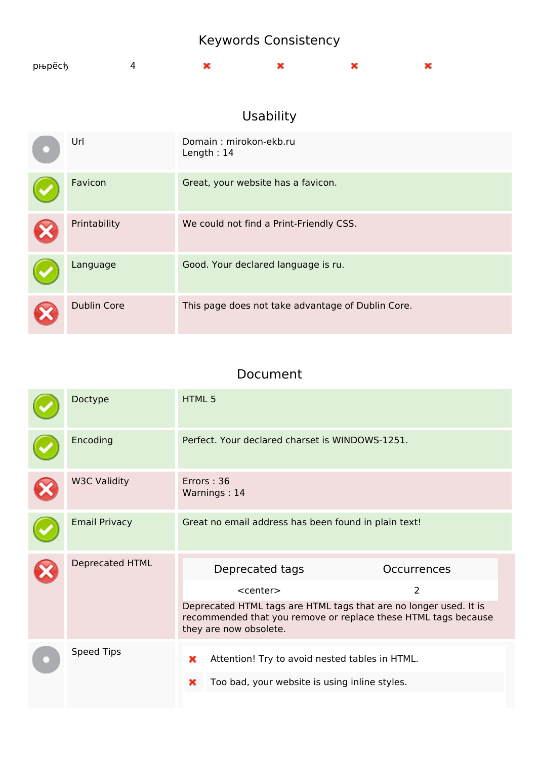## Keywords Consistency

| | | | | | |
|---|---|---|---|---|---|
| рњрёсђ | 4 | ✖ | ✖ | ✖ | ✖ |

## Usability

| | | |
|---|---|---|
| ● | Url | Domain : mirokon-ekb.ru<br>Length : 14 |
| ✔ | Favicon | Great, your website has a favicon. |
| ✖ | Printability | We could not find a Print-Friendly CSS. |
| ✔ | Language | Good. Your declared language is ru. |
| ✖ | Dublin Core | This page does not take advantage of Dublin Core. |

## Document

| | | |
|---|---|---|
| ✔ | Doctype | HTML 5 |
| ✔ | Encoding | Perfect. Your declared charset is WINDOWS-1251. |
| ✖ | W3C Validity | Errors : 36<br>Warnings : 14 |
| ✔ | Email Privacy | Great no email address has been found in plain text! |
| ✖ | Deprecated HTML | See table below |
| ● | Speed Tips | See list below |

**Deprecated HTML**

| Deprecated tags | Occurrences |
|---|---|
| <center> | 2 |

Deprecated HTML tags are HTML tags that are no longer used. It is recommended that you remove or replace these HTML tags because they are now obsolete.

**Speed Tips**

- ✖ Attention! Try to avoid nested tables in HTML.
- ✖ Too bad, your website is using inline styles.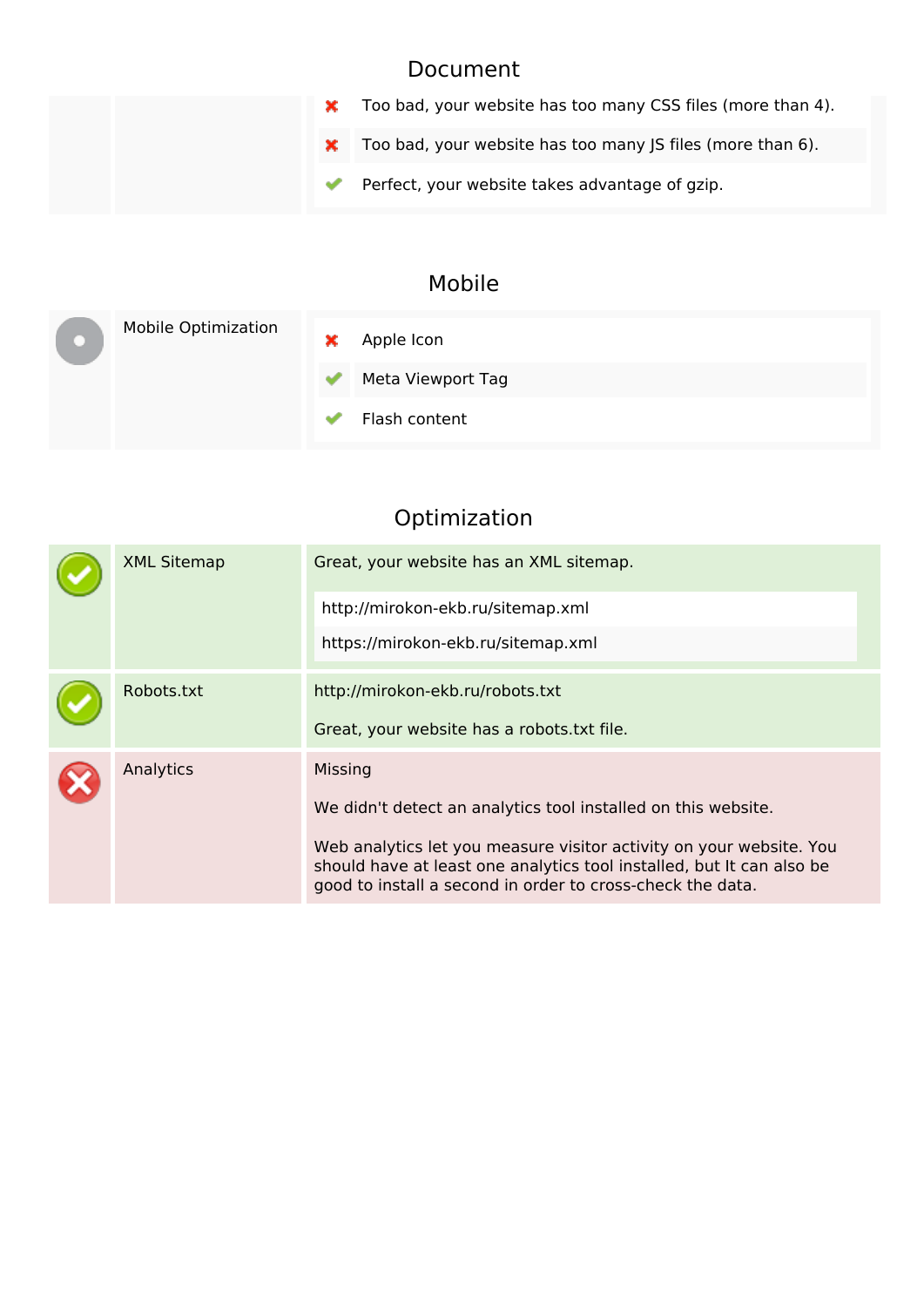## Document

| | | |
|---|---|---|
| | | ✖ Too bad, your website has too many CSS files (more than 4). |
| | | ✖ Too bad, your website has too many JS files (more than 6). |
| | | ✔ Perfect, your website takes advantage of gzip. |

## Mobile

| | | |
|---|---|---|
| | Mobile Optimization | ✖ Apple Icon<br>✔ Meta Viewport Tag<br>✔ Flash content |

## Optimization

| | | |
|---|---|---|
| ✔ | XML Sitemap | Great, your website has an XML sitemap.<br>http://mirokon-ekb.ru/sitemap.xml<br>https://mirokon-ekb.ru/sitemap.xml |
| ✔ | Robots.txt | http://mirokon-ekb.ru/robots.txt<br>Great, your website has a robots.txt file. |
| ✖ | Analytics | Missing<br>We didn't detect an analytics tool installed on this website.<br>Web analytics let you measure visitor activity on your website. You should have at least one analytics tool installed, but It can also be good to install a second in order to cross-check the data. |